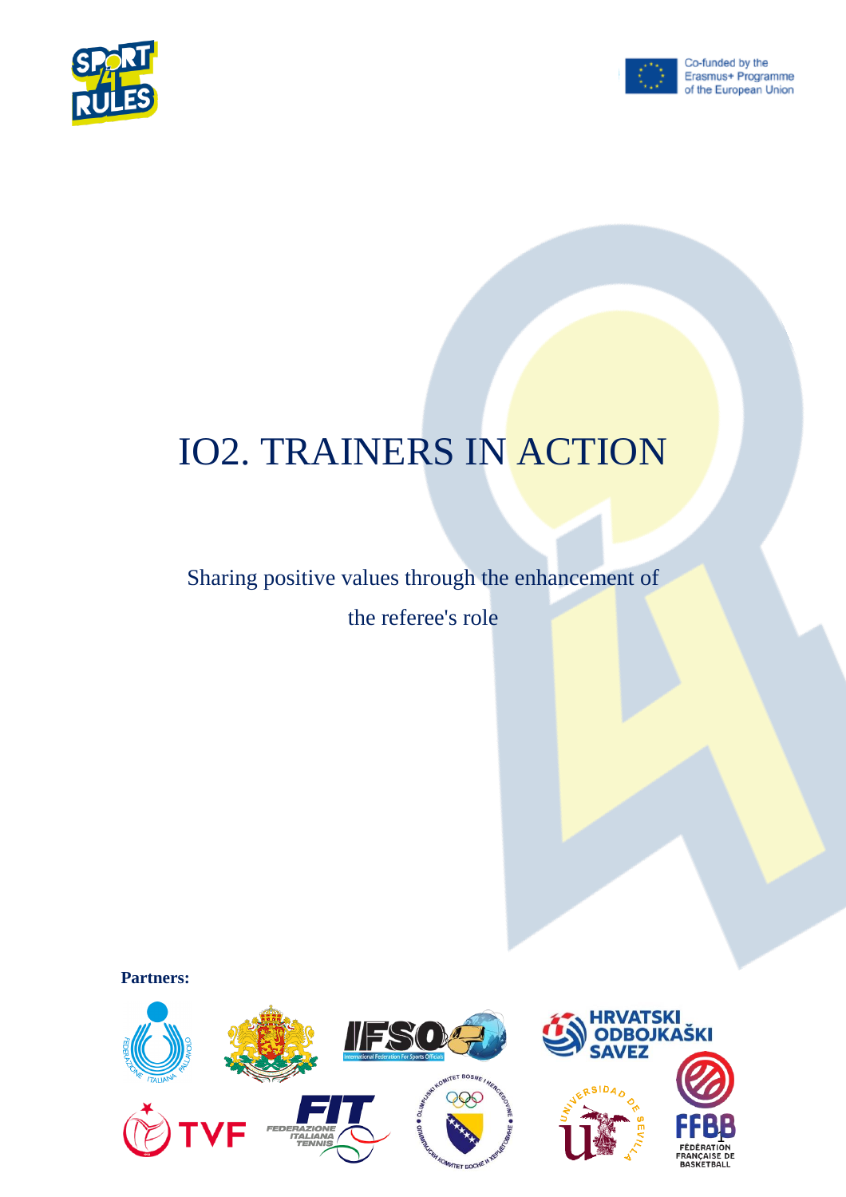Co-funded by the Erasmus+ Programme of the European Union

# IO2. TRAINERS IN ACTION

Sharing positive values through the enhancement of the referee's role

**Partners:**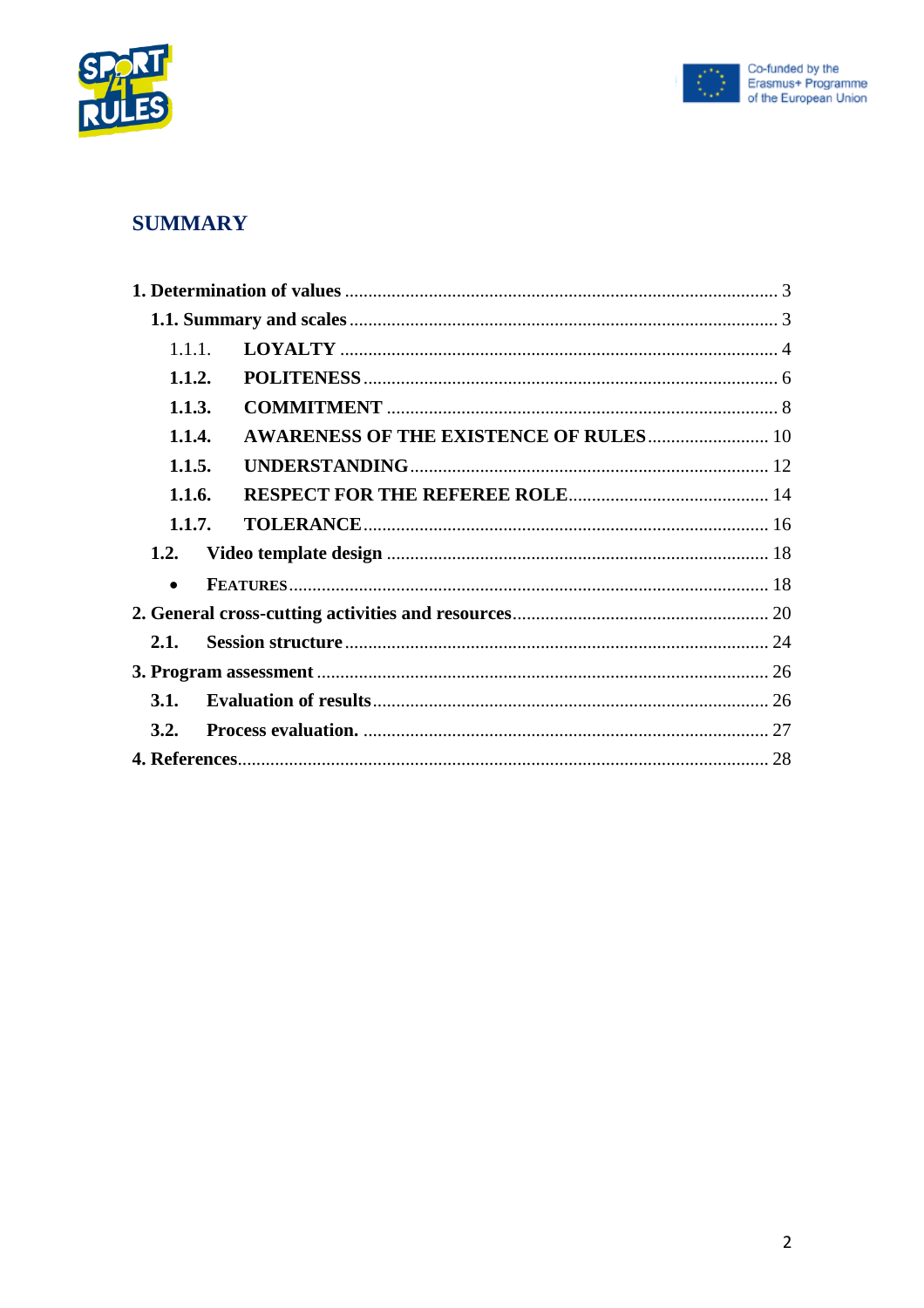## SUMMARY

1. Determination of values ............................................................................................ 3
   - 1.1. Summary and scales ........................................................................................... 3
     - 1.1.1. LOYALTY ............................................................................................. 4
     - 1.1.2. POLITENESS ........................................................................................ 6
     - 1.1.3. COMMITMENT ................................................................................... 8
     - 1.1.4. AWARENESS OF THE EXISTENCE OF RULES .......................... 10
     - 1.1.5. UNDERSTANDING ............................................................................ 12
     - 1.1.6. RESPECT FOR THE REFEREE ROLE ........................................... 14
     - 1.1.7. TOLERANCE ...................................................................................... 16
   - 1.2. Video template design ................................................................................. 18
     - FEATURES ...................................................................................... 18
2. General cross-cutting activities and resources ....................................................... 20
   - 2.1. Session structure .......................................................................................... 24
3. Program assessment ................................................................................................ 26
   - 3.1. Evaluation of results .................................................................................... 26
   - 3.2. Process evaluation. ....................................................................................... 27
4. References ................................................................................................................. 28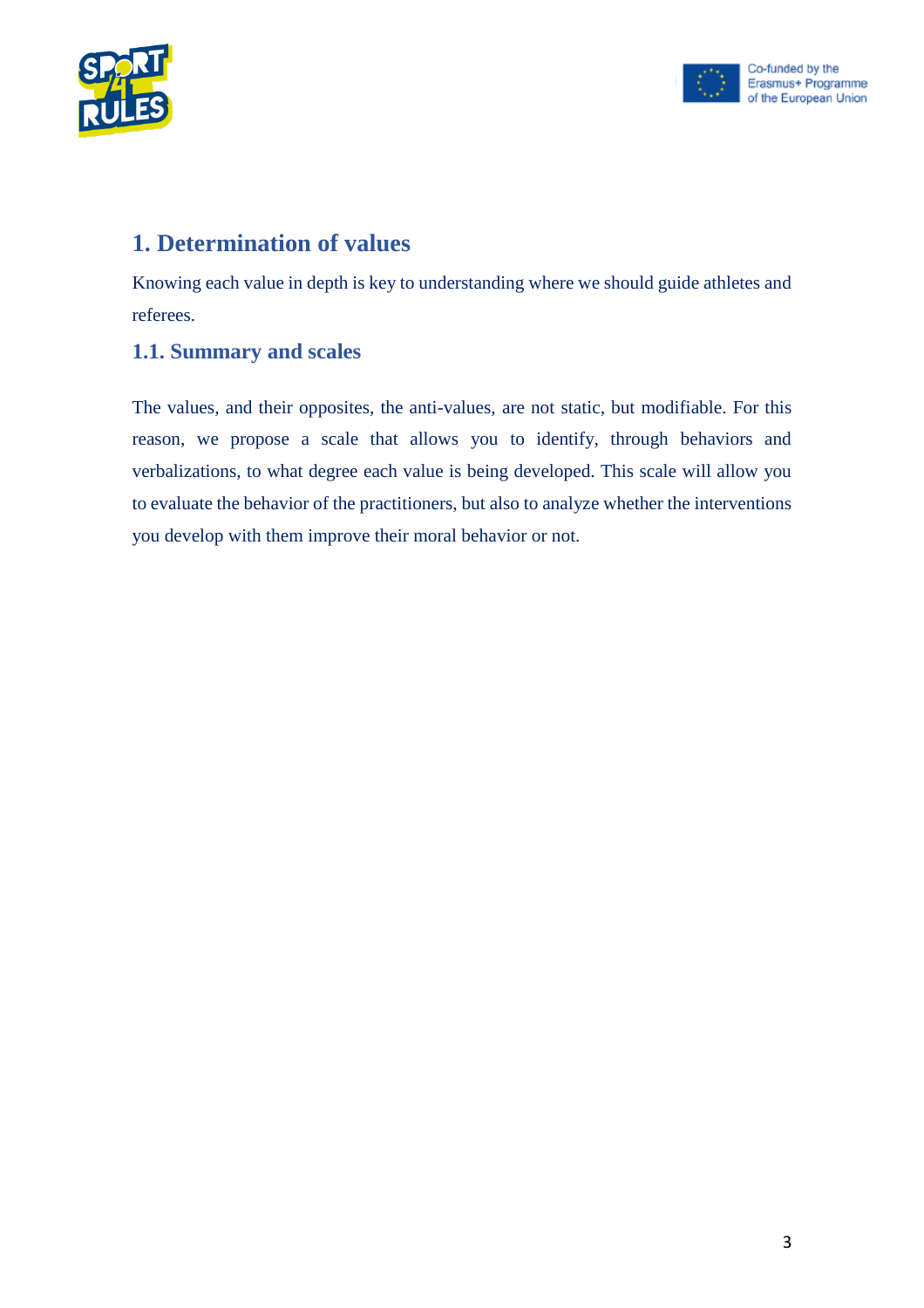# 1. Determination of values

Knowing each value in depth is key to understanding where we should guide athletes and referees.

## 1.1. Summary and scales

The values, and their opposites, the anti-values, are not static, but modifiable. For this reason, we propose a scale that allows you to identify, through behaviors and verbalizations, to what degree each value is being developed. This scale will allow you to evaluate the behavior of the practitioners, but also to analyze whether the interventions you develop with them improve their moral behavior or not.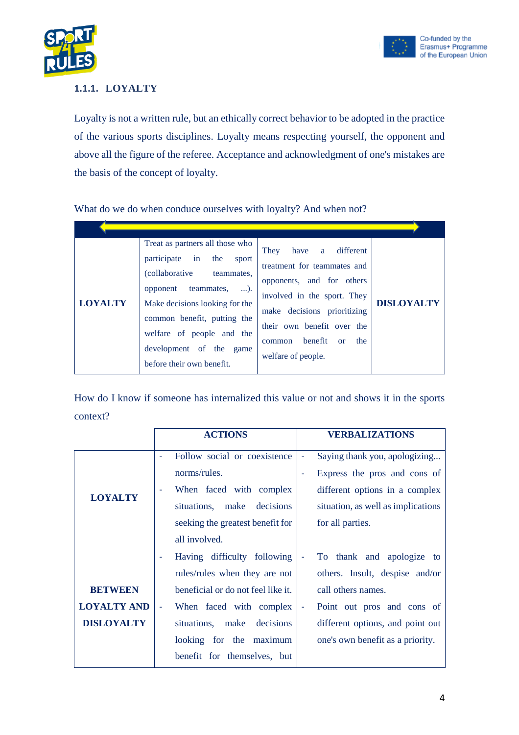### 1.1.1. LOYALTY

Loyalty is not a written rule, but an ethically correct behavior to be adopted in the practice of the various sports disciplines. Loyalty means respecting yourself, the opponent and above all the figure of the referee. Acceptance and acknowledgment of one's mistakes are the basis of the concept of loyalty.

What do we do when conduce ourselves with loyalty? And when not?

| LOYALTY | Treat as partners all those who participate in the sport (collaborative teammates, opponent teammates, ...). Make decisions looking for the common benefit, putting the welfare of people and the development of the game before their own benefit. | They have a different treatment for teammates and opponents, and for others involved in the sport. They make decisions prioritizing their own benefit over the common benefit or the welfare of people. | DISLOYALTY |
|---|---|---|---|

How do I know if someone has internalized this value or not and shows it in the sports context?

| | ACTIONS | VERBALIZATIONS |
|---|---|---|
| **LOYALTY** | - Follow social or coexistence norms/rules.<br>- When faced with complex situations, make decisions seeking the greatest benefit for all involved. | - Saying thank you, apologizing...<br>- Express the pros and cons of different options in a complex situation, as well as implications for all parties. |
| **BETWEEN LOYALTY AND DISLOYALTY** | - Having difficulty following rules/rules when they are not beneficial or do not feel like it.<br>- When faced with complex situations, make decisions looking for the maximum benefit for themselves, but | - To thank and apologize to others. Insult, despise and/or call others names.<br>- Point out pros and cons of different options, and point out one's own benefit as a priority. |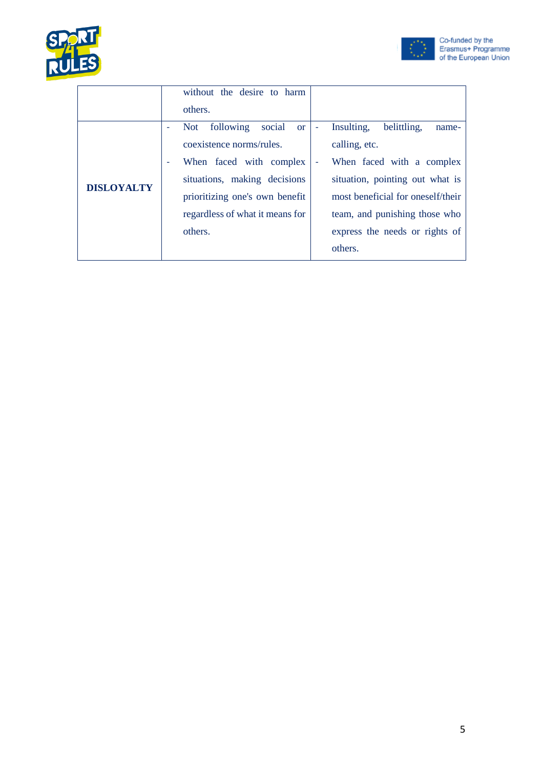|  |  |  |
|---|---|---|
|  | without the desire to harm others. |  |
| **DISLOYALTY** | - Not following social or coexistence norms/rules.<br>- When faced with complex situations, making decisions prioritizing one's own benefit regardless of what it means for others. | - Insulting, belittling, name-calling, etc.<br>- When faced with a complex situation, pointing out what is most beneficial for oneself/their team, and punishing those who express the needs or rights of others. |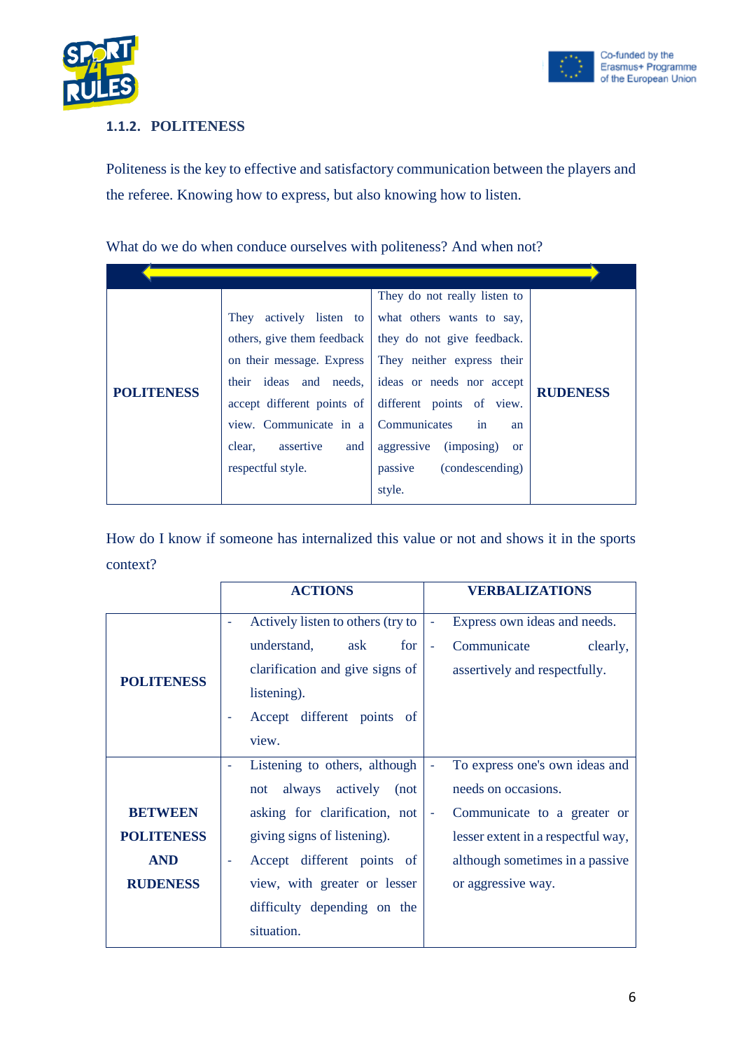### 1.1.2. POLITENESS

Politeness is the key to effective and satisfactory communication between the players and the referee. Knowing how to express, but also knowing how to listen.

What do we do when conduce ourselves with politeness? And when not?

| | | | |
|---|---|---|---|
| **POLITENESS** | They actively listen to others, give them feedback on their message. Express their ideas and needs, accept different points of view. Communicate in a clear, assertive and respectful style. | They do not really listen to what others wants to say, they do not give feedback. They neither express their ideas or needs nor accept different points of view. Communicates in an aggressive (imposing) or passive (condescending) style. | **RUDENESS** |

How do I know if someone has internalized this value or not and shows it in the sports context?

| | ACTIONS | VERBALIZATIONS |
|---|---|---|
| **POLITENESS** | - Actively listen to others (try to understand, ask for clarification and give signs of listening).<br>- Accept different points of view. | - Express own ideas and needs.<br>- Communicate clearly, assertively and respectfully. |
| **BETWEEN POLITENESS AND RUDENESS** | - Listening to others, although not always actively (not asking for clarification, not giving signs of listening).<br>- Accept different points of view, with greater or lesser difficulty depending on the situation. | - To express one's own ideas and needs on occasions.<br>- Communicate to a greater or lesser extent in a respectful way, although sometimes in a passive or aggressive way. |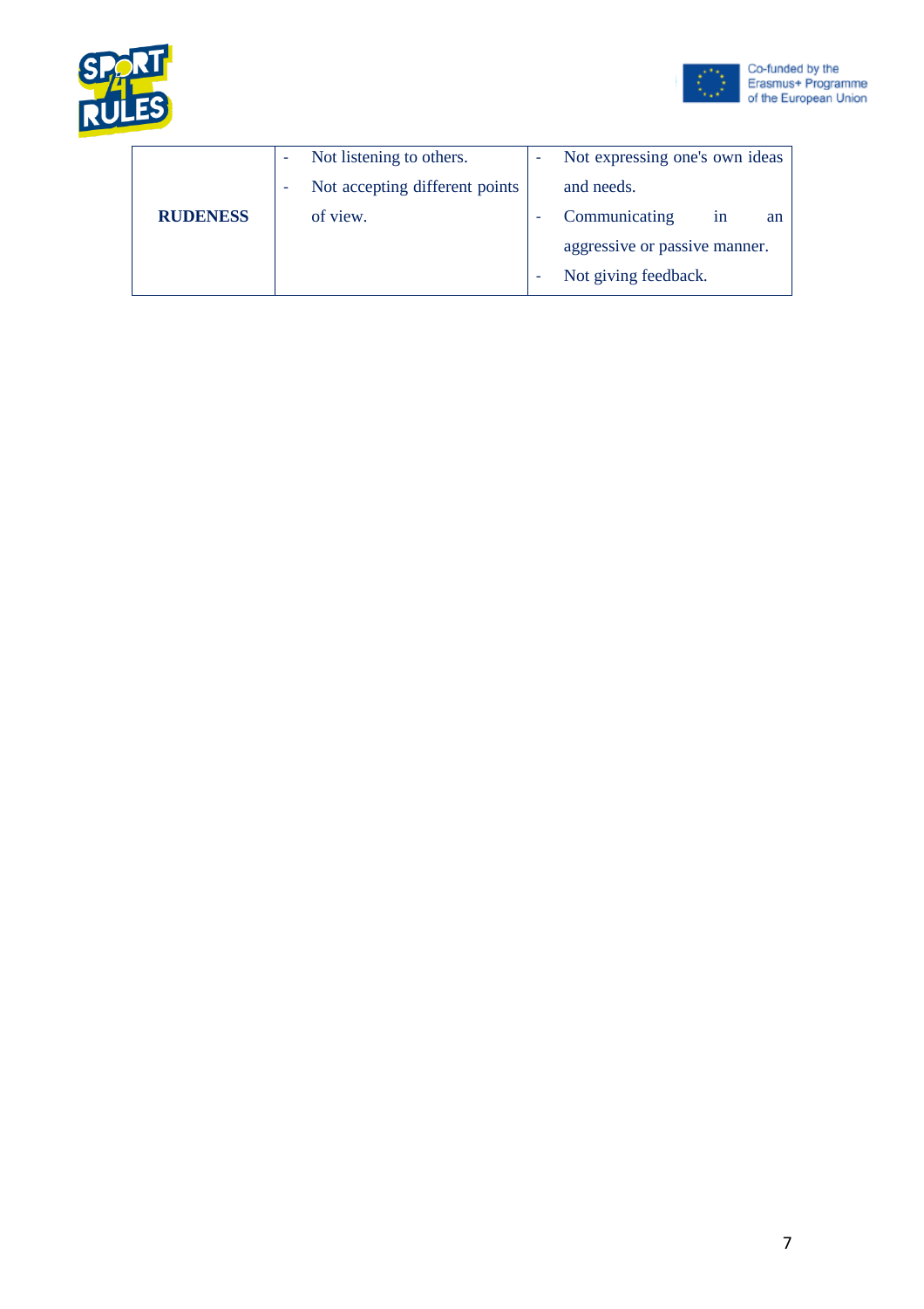| | | |
|---|---|---|
| **RUDENESS** | - Not listening to others.<br>- Not accepting different points of view. | - Not expressing one's own ideas and needs.<br>- Communicating in an aggressive or passive manner.<br>- Not giving feedback. |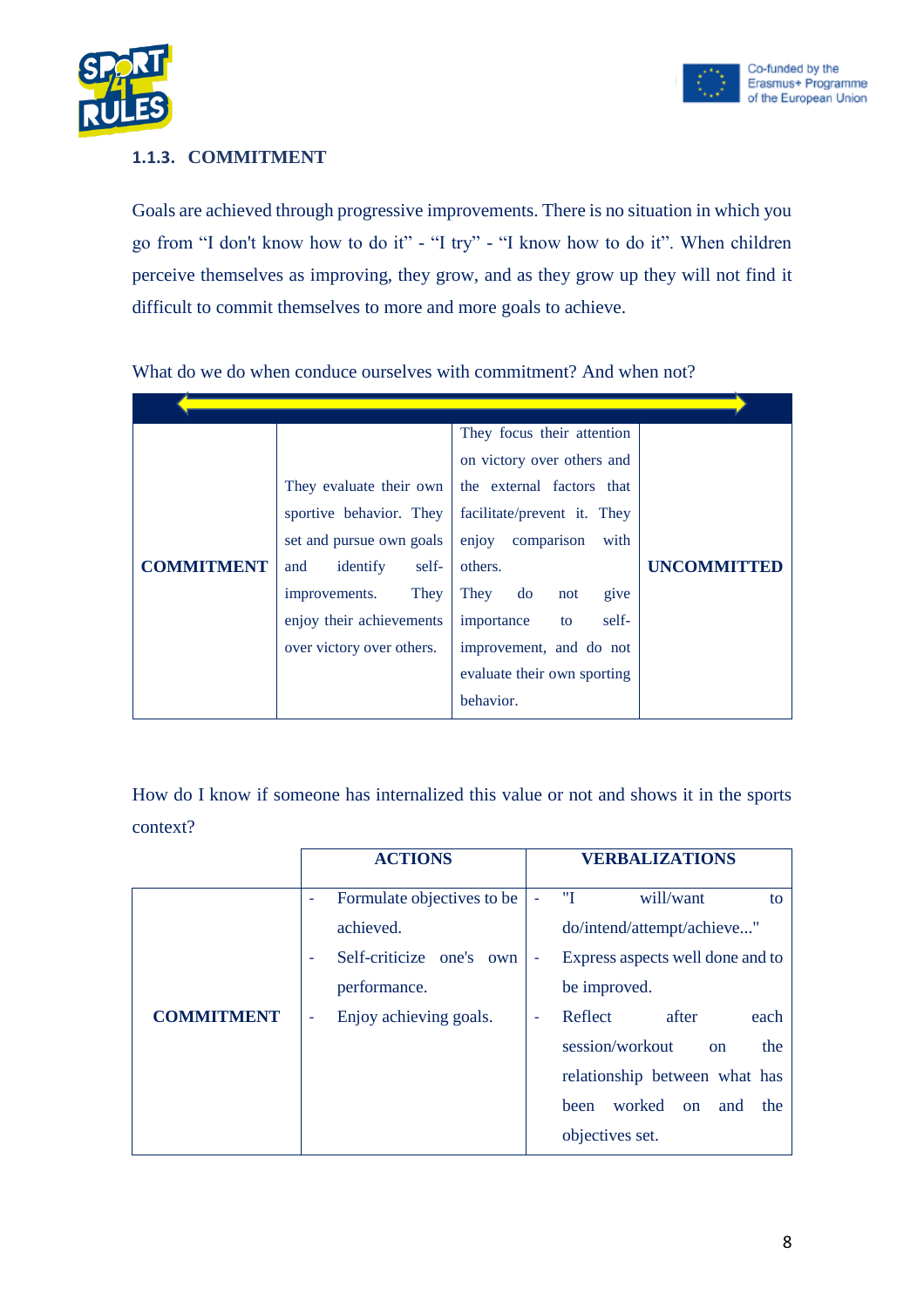### 1.1.3. COMMITMENT

Goals are achieved through progressive improvements. There is no situation in which you go from "I don't know how to do it" - "I try" - "I know how to do it". When children perceive themselves as improving, they grow, and as they grow up they will not find it difficult to commit themselves to more and more goals to achieve.

What do we do when conduce ourselves with commitment? And when not?

| | | | |
|---|---|---|---|
| **COMMITMENT** | They evaluate their own sportive behavior. They set and pursue own goals and identify self-improvements. They enjoy their achievements over victory over others. | They focus their attention on victory over others and the external factors that facilitate/prevent it. They enjoy comparison with others. They do not give importance to self-improvement, and do not evaluate their own sporting behavior. | **UNCOMMITTED** |

How do I know if someone has internalized this value or not and shows it in the sports context?

| | ACTIONS | VERBALIZATIONS |
|---|---|---|
| **COMMITMENT** | - Formulate objectives to be achieved.<br>- Self-criticize one's own performance.<br>- Enjoy achieving goals. | - "I will/want to do/intend/attempt/achieve..."<br>- Express aspects well done and to be improved.<br>- Reflect after each session/workout on the relationship between what has been worked on and the objectives set. |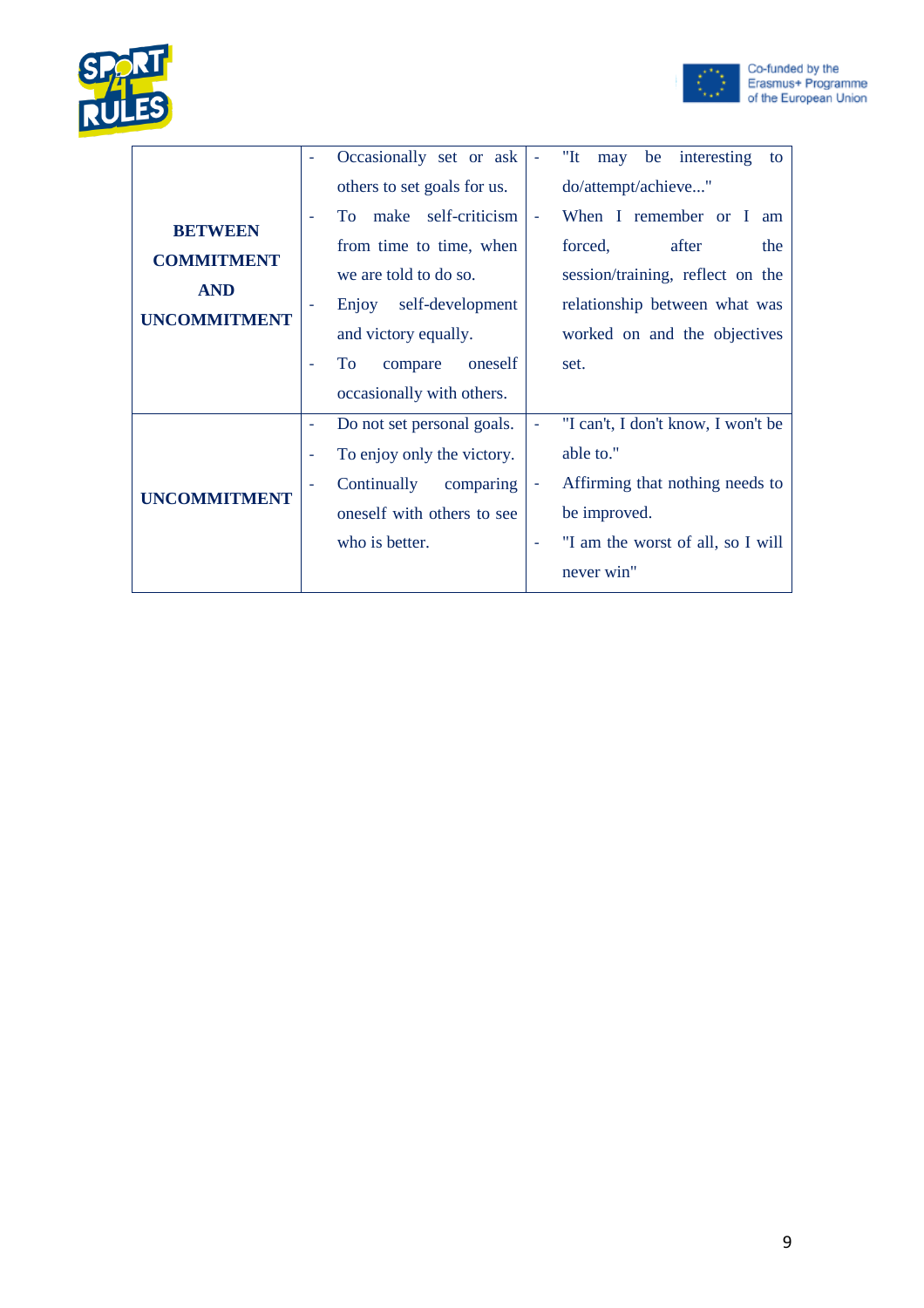| | | |
|---|---|---|
| **BETWEEN COMMITMENT AND UNCOMMITMENT** | - Occasionally set or ask others to set goals for us.<br>- To make self-criticism from time to time, when we are told to do so.<br>- Enjoy self-development and victory equally.<br>- To compare oneself occasionally with others. | - "It may be interesting to do/attempt/achieve..."<br>- When I remember or I am forced, after the session/training, reflect on the relationship between what was worked on and the objectives set. |
| **UNCOMMITMENT** | - Do not set personal goals.<br>- To enjoy only the victory.<br>- Continually comparing oneself with others to see who is better. | - "I can't, I don't know, I won't be able to."<br>- Affirming that nothing needs to be improved.<br>- "I am the worst of all, so I will never win" |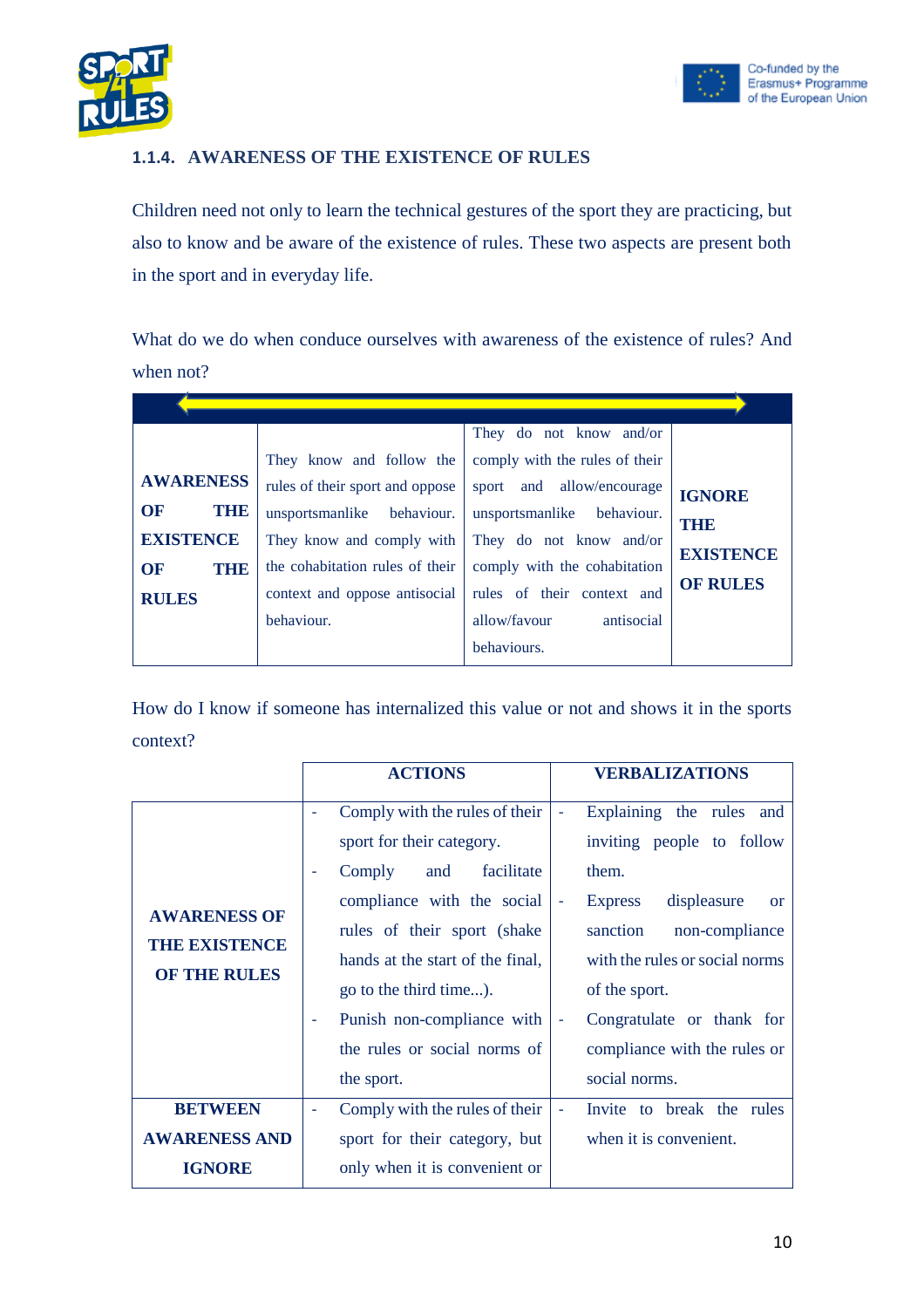### 1.1.4. AWARENESS OF THE EXISTENCE OF RULES

Children need not only to learn the technical gestures of the sport they are practicing, but also to know and be aware of the existence of rules. These two aspects are present both in the sport and in everyday life.

What do we do when conduce ourselves with awareness of the existence of rules? And when not?

| | | | |
|---|---|---|---|
| **AWARENESS OF THE EXISTENCE OF THE RULES** | They know and follow the rules of their sport and oppose unsportsmanlike behaviour. They know and comply with the cohabitation rules of their context and oppose antisocial behaviour. | They do not know and/or comply with the rules of their sport and allow/encourage unsportsmanlike behaviour. They do not know and/or comply with the cohabitation rules of their context and allow/favour antisocial behaviours. | **IGNORE THE EXISTENCE OF RULES** |

How do I know if someone has internalized this value or not and shows it in the sports context?

| | ACTIONS | VERBALIZATIONS |
|---|---|---|
| **AWARENESS OF THE EXISTENCE OF THE RULES** | - Comply with the rules of their sport for their category.<br>- Comply and facilitate compliance with the social rules of their sport (shake hands at the start of the final, go to the third time...).<br>- Punish non-compliance with the rules or social norms of the sport. | - Explaining the rules and inviting people to follow them.<br>- Express displeasure or sanction non-compliance with the rules or social norms of the sport.<br>- Congratulate or thank for compliance with the rules or social norms. |
| **BETWEEN AWARENESS AND IGNORE** | - Comply with the rules of their sport for their category, but only when it is convenient or | - Invite to break the rules when it is convenient. |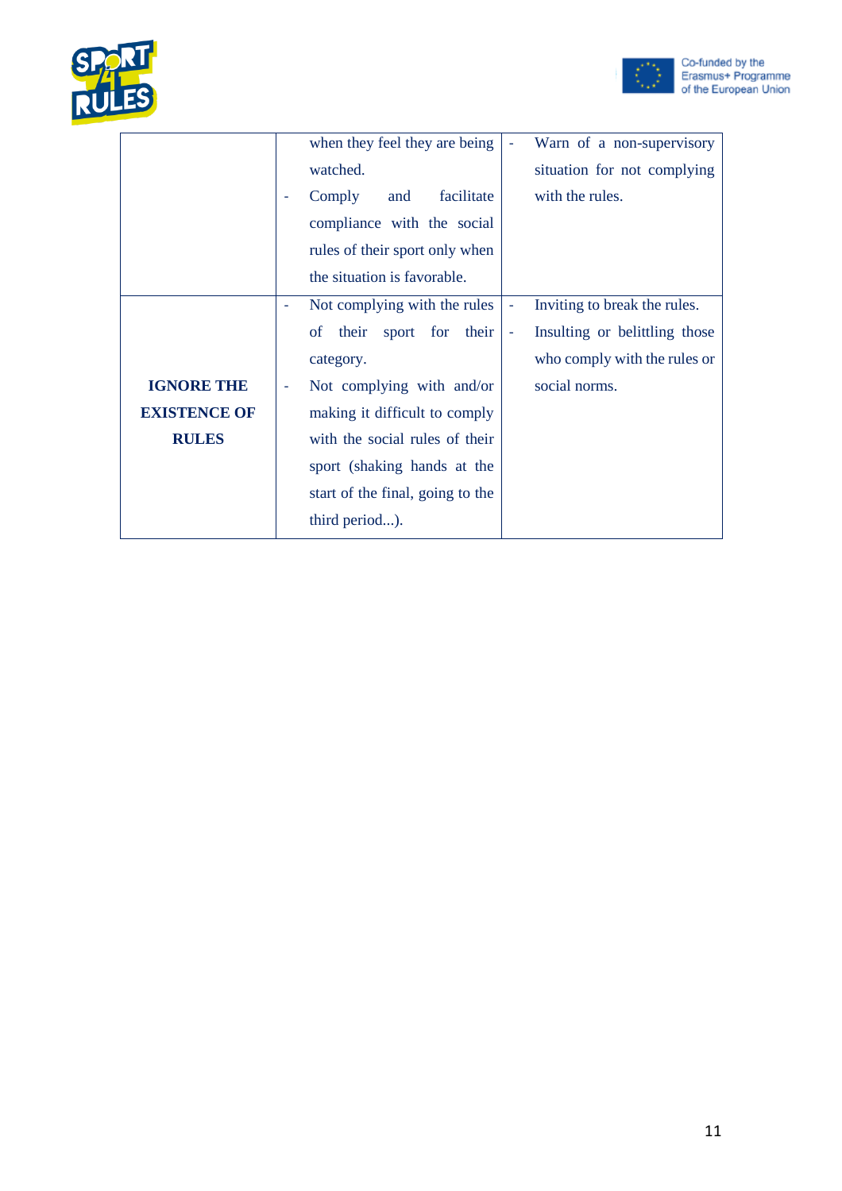| | | |
|---|---|---|
| | when they feel they are being watched.<br>- Comply and facilitate compliance with the social rules of their sport only when the situation is favorable. | - Warn of a non-supervisory situation for not complying with the rules. |
| **IGNORE THE EXISTENCE OF RULES** | - Not complying with the rules of their sport for their category.<br>- Not complying with and/or making it difficult to comply with the social rules of their sport (shaking hands at the start of the final, going to the third period...). | - Inviting to break the rules.<br>- Insulting or belittling those who comply with the rules or social norms. |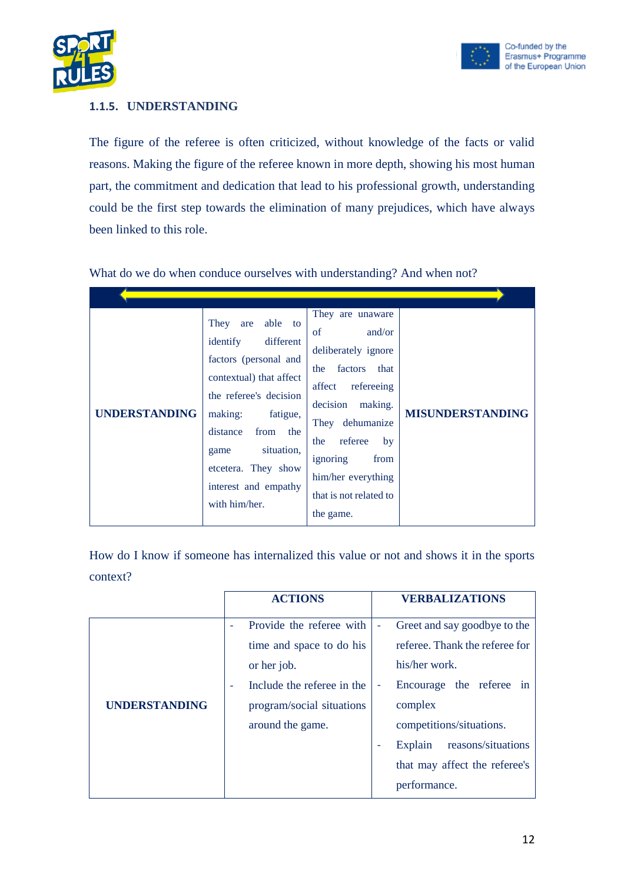### 1.1.5. UNDERSTANDING

The figure of the referee is often criticized, without knowledge of the facts or valid reasons. Making the figure of the referee known in more depth, showing his most human part, the commitment and dedication that lead to his professional growth, understanding could be the first step towards the elimination of many prejudices, which have always been linked to this role.

What do we do when conduce ourselves with understanding? And when not?

| | | | |
|---|---|---|---|
| **UNDERSTANDING** | They are able to identify different factors (personal and contextual) that affect the referee's decision making: fatigue, distance from the game situation, etcetera. They show interest and empathy with him/her. | They are unaware of and/or deliberately ignore the factors that affect refereeing decision making. They dehumanize the referee by ignoring from him/her everything that is not related to the game. | **MISUNDERSTANDING** |

How do I know if someone has internalized this value or not and shows it in the sports context?

| | ACTIONS | VERBALIZATIONS |
|---|---|---|
| **UNDERSTANDING** | - Provide the referee with time and space to do his or her job.<br>- Include the referee in the program/social situations around the game. | - Greet and say goodbye to the referee. Thank the referee for his/her work.<br>- Encourage the referee in complex competitions/situations.<br>- Explain reasons/situations that may affect the referee's performance. |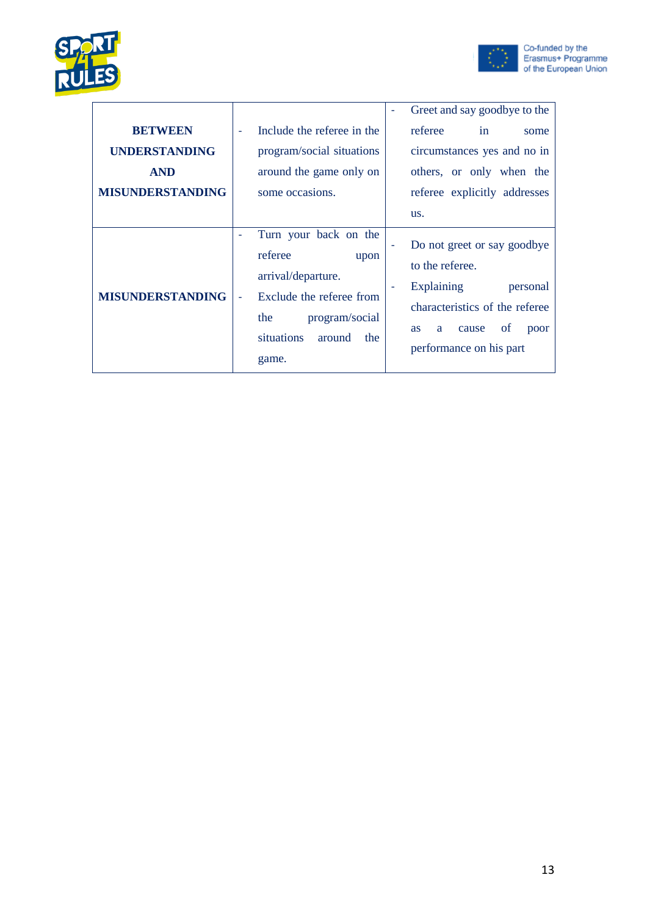| | | |
|---|---|---|
| **BETWEEN UNDERSTANDING AND MISUNDERSTANDING** | - Include the referee in the program/social situations around the game only on some occasions. | - Greet and say goodbye to the referee in some circumstances yes and no in others, or only when the referee explicitly addresses us. |
| **MISUNDERSTANDING** | - Turn your back on the referee upon arrival/departure.<br>- Exclude the referee from the program/social situations around the game. | - Do not greet or say goodbye to the referee.<br>- Explaining personal characteristics of the referee as a cause of poor performance on his part |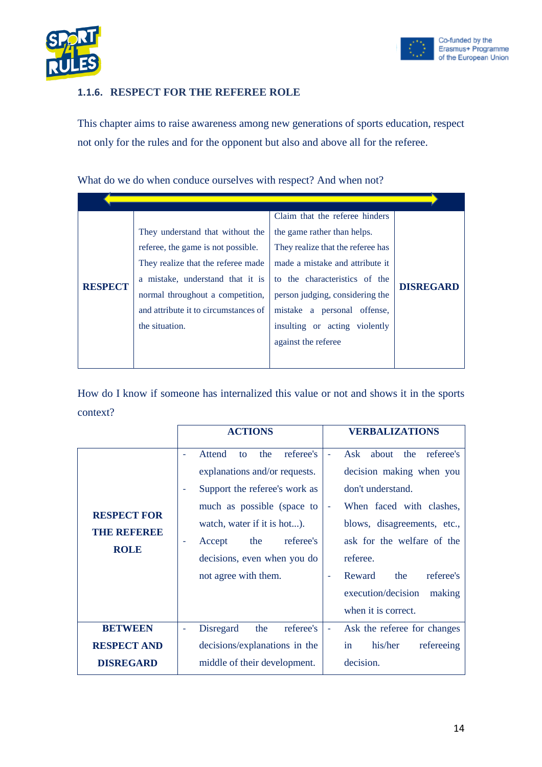### 1.1.6. RESPECT FOR THE REFEREE ROLE

This chapter aims to raise awareness among new generations of sports education, respect not only for the rules and for the opponent but also above all for the referee.

What do we do when conduce ourselves with respect? And when not?

| | | | |
|---|---|---|---|
| **RESPECT** | They understand that without the referee, the game is not possible. They realize that the referee made a mistake, understand that it is normal throughout a competition, and attribute it to circumstances of the situation. | Claim that the referee hinders the game rather than helps. They realize that the referee has made a mistake and attribute it to the characteristics of the person judging, considering the mistake a personal offense, insulting or acting violently against the referee | **DISREGARD** |

How do I know if someone has internalized this value or not and shows it in the sports context?

| | ACTIONS | VERBALIZATIONS |
|---|---|---|
| **RESPECT FOR THE REFEREE ROLE** | - Attend to the referee's explanations and/or requests.<br>- Support the referee's work as much as possible (space to watch, water if it is hot...).<br>- Accept the referee's decisions, even when you do not agree with them. | - Ask about the referee's decision making when you don't understand.<br>- When faced with clashes, blows, disagreements, etc., ask for the welfare of the referee.<br>- Reward the referee's execution/decision making when it is correct. |
| **BETWEEN RESPECT AND DISREGARD** | - Disregard the referee's decisions/explanations in the middle of their development. | - Ask the referee for changes in his/her refereeing decision. |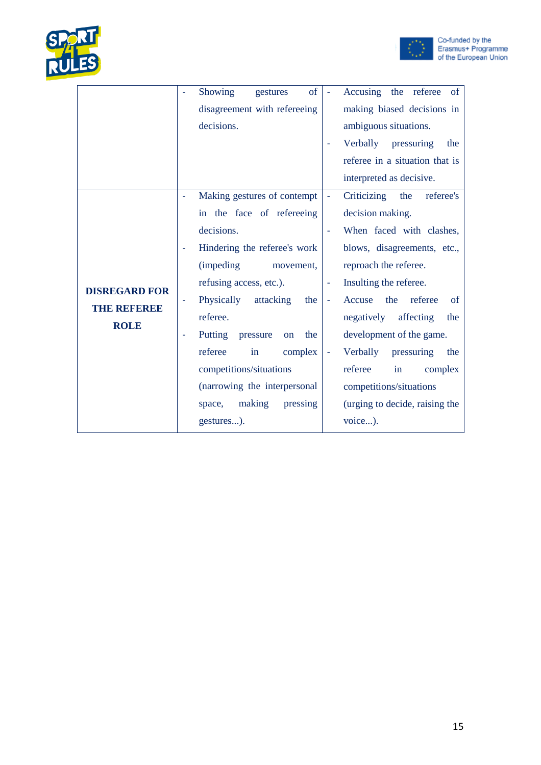| | | |
|---|---|---|
| | - Showing gestures of disagreement with refereeing decisions. | - Accusing the referee of making biased decisions in ambiguous situations.<br>- Verbally pressuring the referee in a situation that is interpreted as decisive. |
| **DISREGARD FOR THE REFEREE ROLE** | - Making gestures of contempt in the face of refereeing decisions.<br>- Hindering the referee's work (impeding movement, refusing access, etc.).<br>- Physically attacking the referee.<br>- Putting pressure on the referee in complex competitions/situations (narrowing the interpersonal space, making pressing gestures...). | - Criticizing the referee's decision making.<br>- When faced with clashes, blows, disagreements, etc., reproach the referee.<br>- Insulting the referee.<br>- Accuse the referee of negatively affecting the development of the game.<br>- Verbally pressuring the referee in complex competitions/situations (urging to decide, raising the voice...). |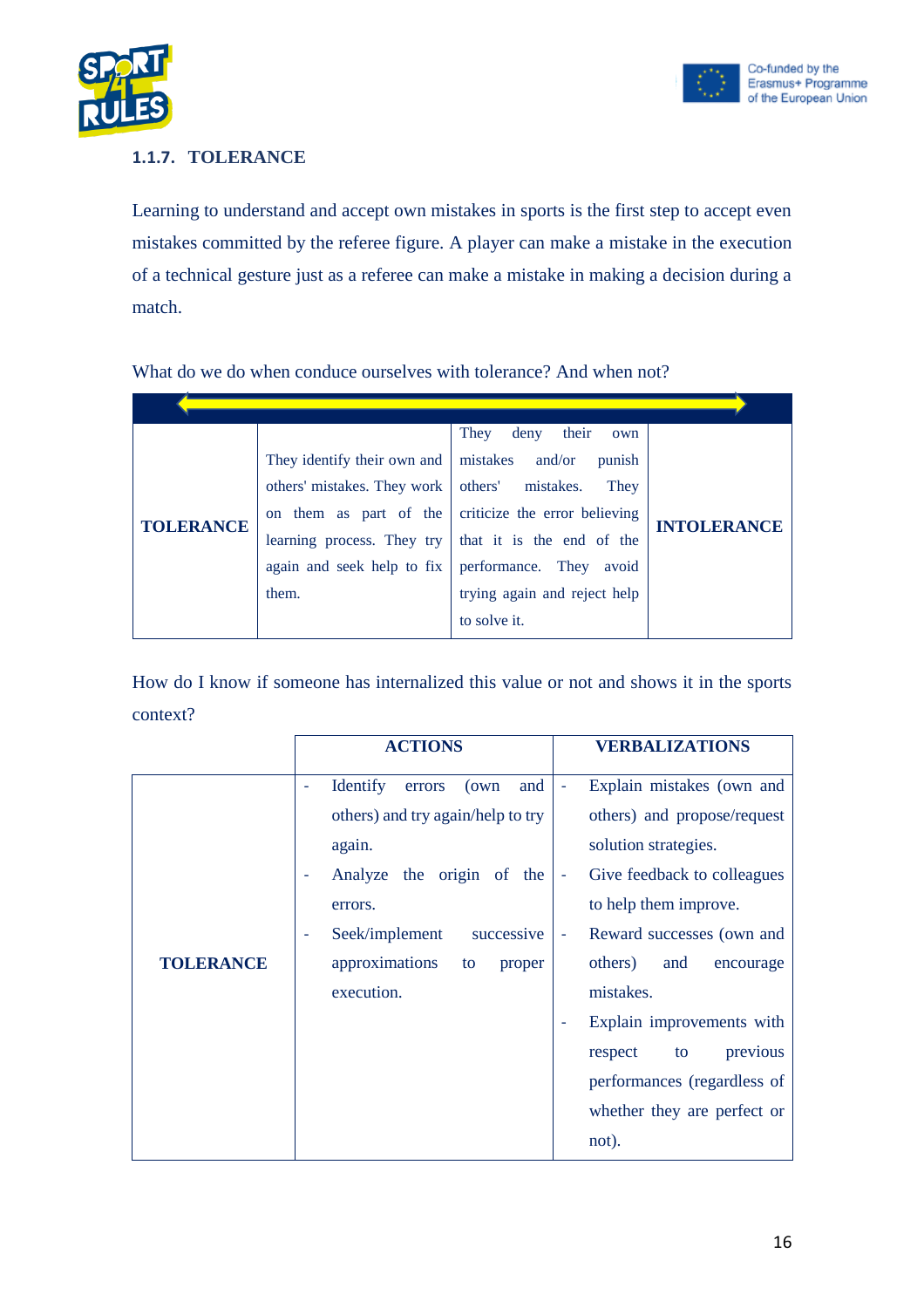### 1.1.7. TOLERANCE

Learning to understand and accept own mistakes in sports is the first step to accept even mistakes committed by the referee figure. A player can make a mistake in the execution of a technical gesture just as a referee can make a mistake in making a decision during a match.

What do we do when conduce ourselves with tolerance? And when not?

| | | | |
|---|---|---|---|
| **TOLERANCE** | They identify their own and others' mistakes. They work on them as part of the learning process. They try again and seek help to fix them. | They deny their own mistakes and/or punish others' mistakes. They criticize the error believing that it is the end of the performance. They avoid trying again and reject help to solve it. | **INTOLERANCE** |

How do I know if someone has internalized this value or not and shows it in the sports context?

| | ACTIONS | VERBALIZATIONS |
|---|---|---|
| **TOLERANCE** | - Identify errors (own and others) and try again/help to try again.<br>- Analyze the origin of the errors.<br>- Seek/implement successive approximations to proper execution. | - Explain mistakes (own and others) and propose/request solution strategies.<br>- Give feedback to colleagues to help them improve.<br>- Reward successes (own and others) and encourage mistakes.<br>- Explain improvements with respect to previous performances (regardless of whether they are perfect or not). |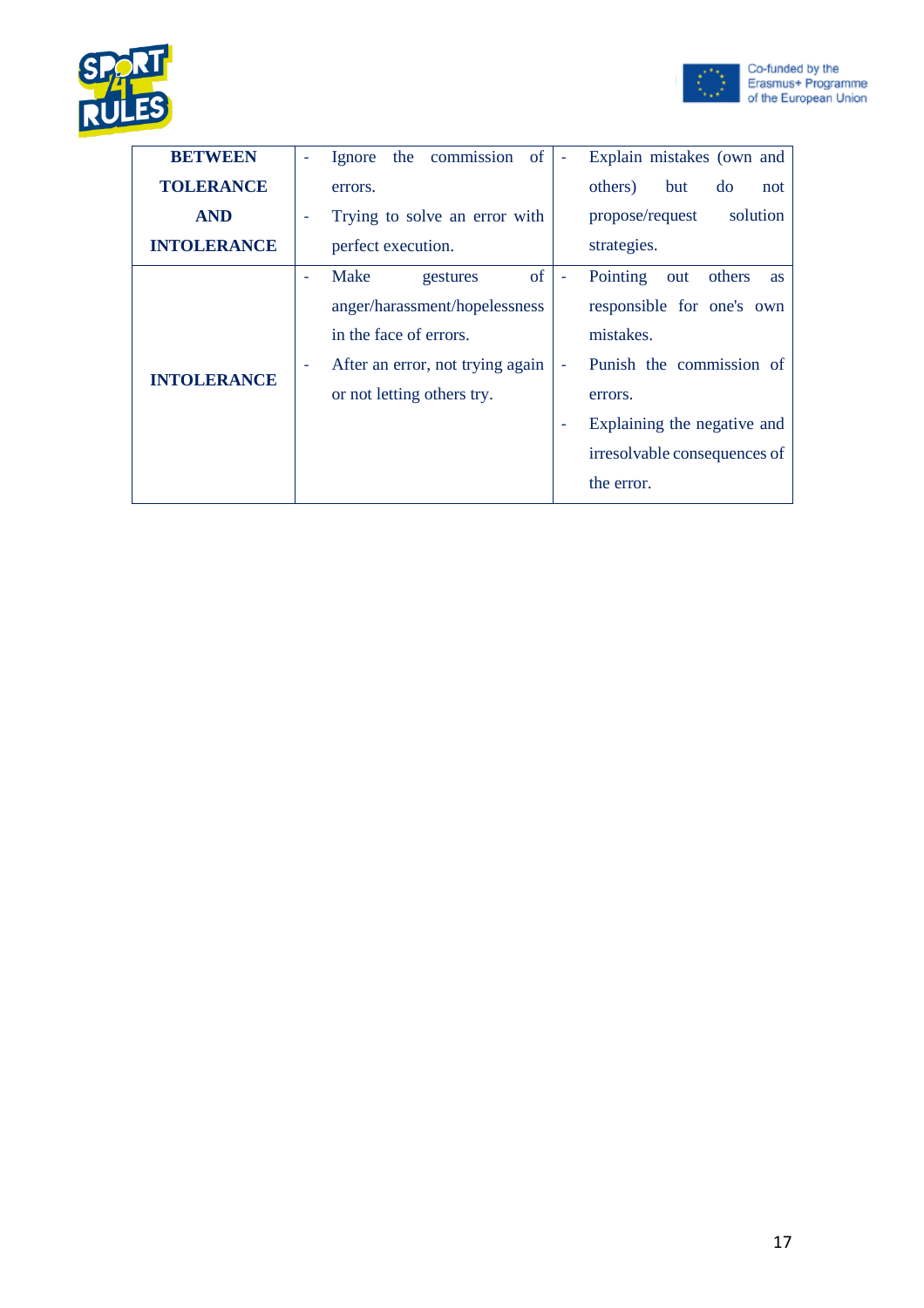| | | |
|---|---|---|
| **BETWEEN TOLERANCE AND INTOLERANCE** | - Ignore the commission of errors.<br>- Trying to solve an error with perfect execution. | - Explain mistakes (own and others) but do not propose/request solution strategies. |
| **INTOLERANCE** | - Make gestures of anger/harassment/hopelessness in the face of errors.<br>- After an error, not trying again or not letting others try. | - Pointing out others as responsible for one's own mistakes.<br>- Punish the commission of errors.<br>- Explaining the negative and irresolvable consequences of the error. |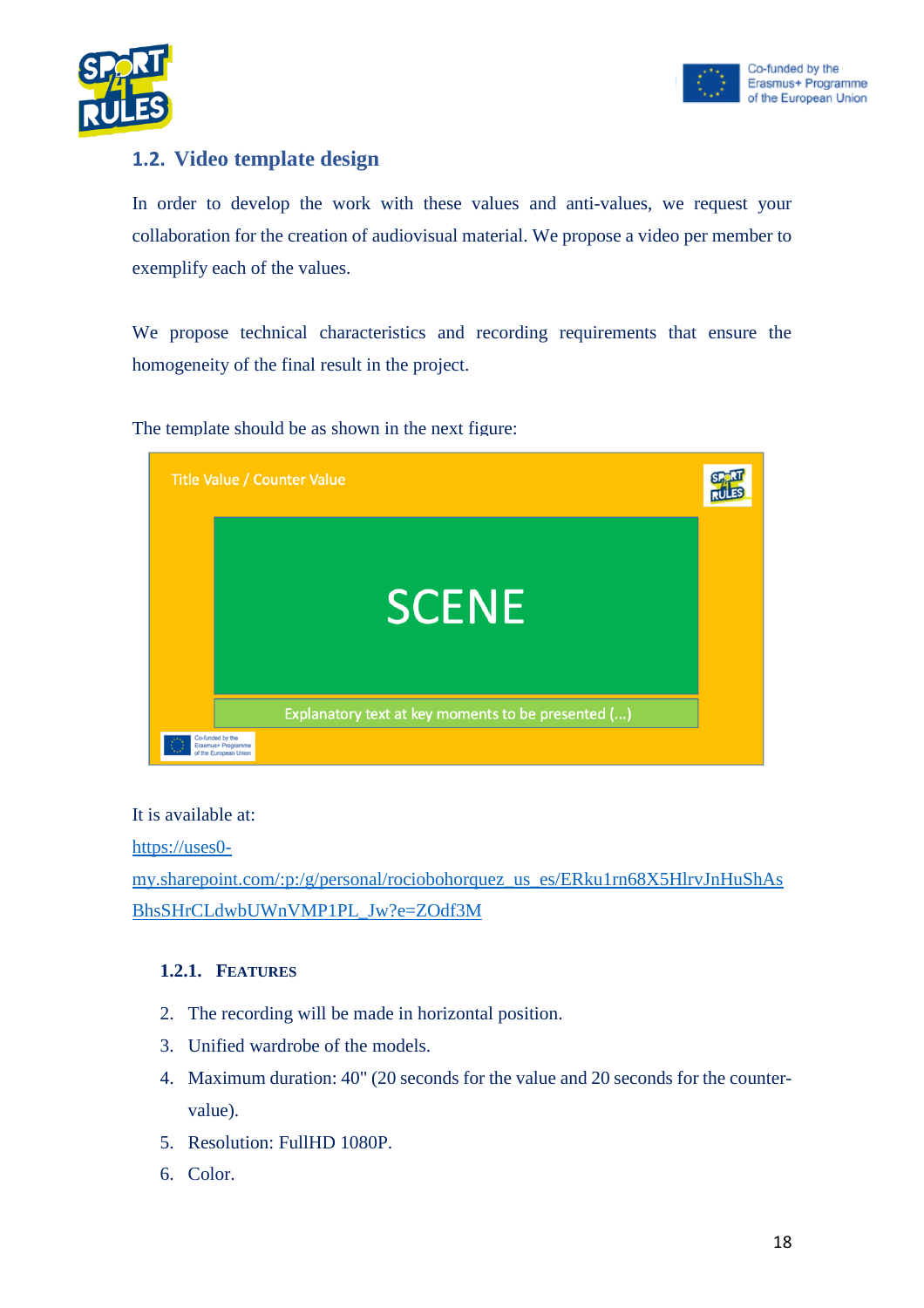## 1.2. Video template design

In order to develop the work with these values and anti-values, we request your collaboration for the creation of audiovisual material. We propose a video per member to exemplify each of the values.

We propose technical characteristics and recording requirements that ensure the homogeneity of the final result in the project.

The template should be as shown in the next figure:

Title Value / Counter Value

SCENE

Explanatory text at key moments to be presented (...)

It is available at:

https://uses0-my.sharepoint.com/:p:/g/personal/rociobohorquez_us_es/ERku1rn68X5HlrvJnHuShAsBhsSHrCLdwbUWnVMP1PL_Jw?e=ZOdf3M

### 1.2.1. Features

2. The recording will be made in horizontal position.
3. Unified wardrobe of the models.
4. Maximum duration: 40" (20 seconds for the value and 20 seconds for the counter-value).
5. Resolution: FullHD 1080P.
6. Color.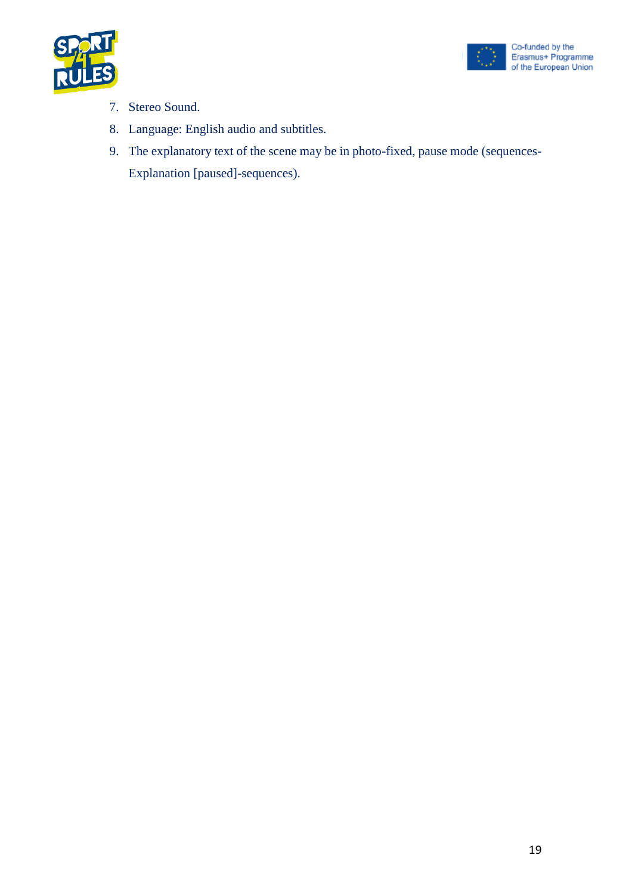7. Stereo Sound.
8. Language: English audio and subtitles.
9. The explanatory text of the scene may be in photo-fixed, pause mode (sequences-Explanation [paused]-sequences).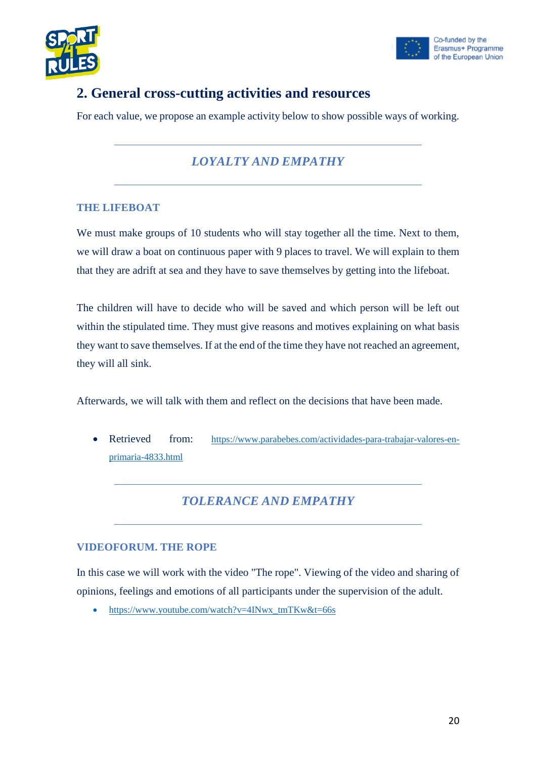## 2. General cross-cutting activities and resources

For each value, we propose an example activity below to show possible ways of working.

---

*LOYALTY AND EMPATHY*

---

### THE LIFEBOAT

We must make groups of 10 students who will stay together all the time. Next to them, we will draw a boat on continuous paper with 9 places to travel. We will explain to them that they are adrift at sea and they have to save themselves by getting into the lifeboat.

The children will have to decide who will be saved and which person will be left out within the stipulated time. They must give reasons and motives explaining on what basis they want to save themselves. If at the end of the time they have not reached an agreement, they will all sink.

Afterwards, we will talk with them and reflect on the decisions that have been made.

- Retrieved from: https://www.parabebes.com/actividades-para-trabajar-valores-en-primaria-4833.html

---

*TOLERANCE AND EMPATHY*

---

### VIDEOFORUM. THE ROPE

In this case we will work with the video "The rope". Viewing of the video and sharing of opinions, feelings and emotions of all participants under the supervision of the adult.

- https://www.youtube.com/watch?v=4INwx_tmTKw&t=66s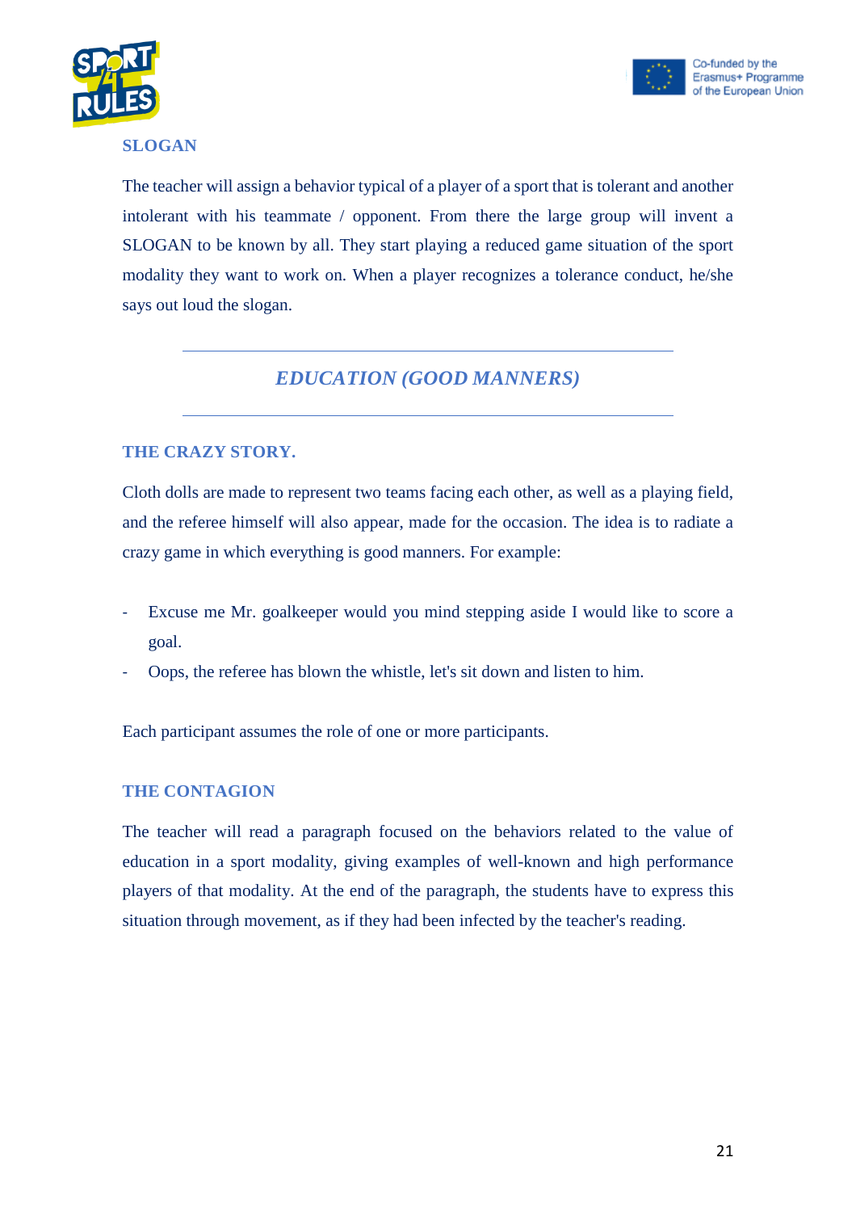### SLOGAN

The teacher will assign a behavior typical of a player of a sport that is tolerant and another intolerant with his teammate / opponent. From there the large group will invent a SLOGAN to be known by all. They start playing a reduced game situation of the sport modality they want to work on. When a player recognizes a tolerance conduct, he/she says out loud the slogan.

---

## *EDUCATION (GOOD MANNERS)*

---

### THE CRAZY STORY.

Cloth dolls are made to represent two teams facing each other, as well as a playing field, and the referee himself will also appear, made for the occasion. The idea is to radiate a crazy game in which everything is good manners. For example:

- Excuse me Mr. goalkeeper would you mind stepping aside I would like to score a goal.
- Oops, the referee has blown the whistle, let's sit down and listen to him.

Each participant assumes the role of one or more participants.

### THE CONTAGION

The teacher will read a paragraph focused on the behaviors related to the value of education in a sport modality, giving examples of well-known and high performance players of that modality. At the end of the paragraph, the students have to express this situation through movement, as if they had been infected by the teacher's reading.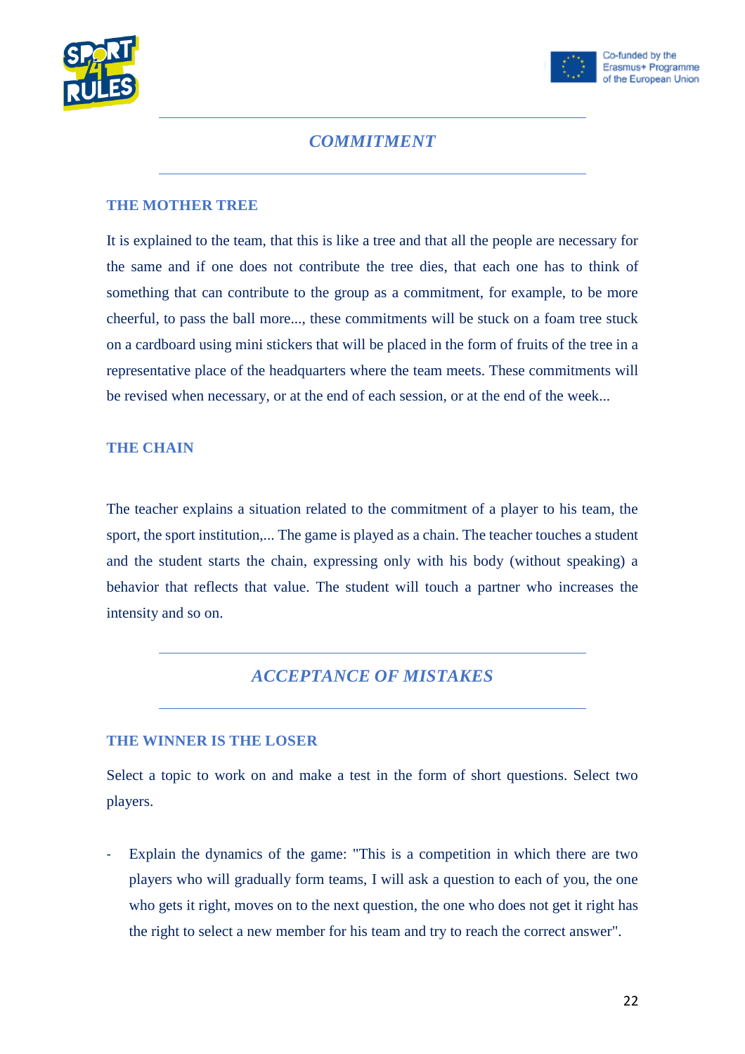## *COMMITMENT*

### THE MOTHER TREE

It is explained to the team, that this is like a tree and that all the people are necessary for the same and if one does not contribute the tree dies, that each one has to think of something that can contribute to the group as a commitment, for example, to be more cheerful, to pass the ball more..., these commitments will be stuck on a foam tree stuck on a cardboard using mini stickers that will be placed in the form of fruits of the tree in a representative place of the headquarters where the team meets. These commitments will be revised when necessary, or at the end of each session, or at the end of the week...

### THE CHAIN

The teacher explains a situation related to the commitment of a player to his team, the sport, the sport institution,... The game is played as a chain. The teacher touches a student and the student starts the chain, expressing only with his body (without speaking) a behavior that reflects that value. The student will touch a partner who increases the intensity and so on.

## *ACCEPTANCE OF MISTAKES*

### THE WINNER IS THE LOSER

Select a topic to work on and make a test in the form of short questions. Select two players.

- Explain the dynamics of the game: "This is a competition in which there are two players who will gradually form teams, I will ask a question to each of you, the one who gets it right, moves on to the next question, the one who does not get it right has the right to select a new member for his team and try to reach the correct answer".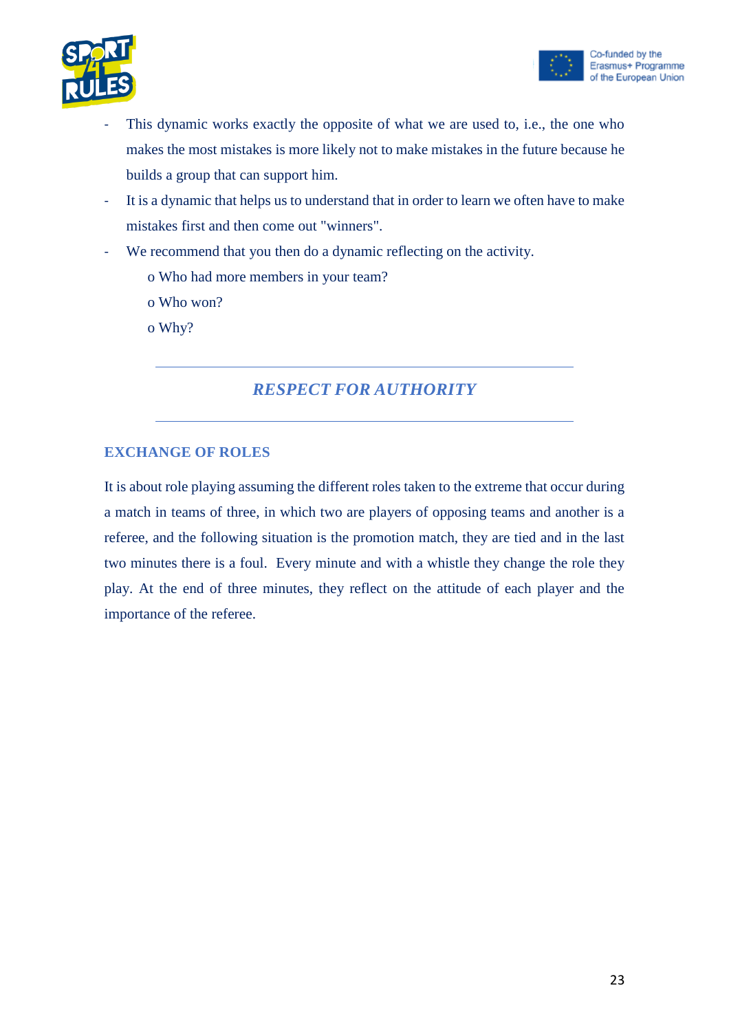- This dynamic works exactly the opposite of what we are used to, i.e., the one who makes the most mistakes is more likely not to make mistakes in the future because he builds a group that can support him.
- It is a dynamic that helps us to understand that in order to learn we often have to make mistakes first and then come out "winners".
- We recommend that you then do a dynamic reflecting on the activity.
  - Who had more members in your team?
  - Who won?
  - Why?

---

## *RESPECT FOR AUTHORITY*

---

### EXCHANGE OF ROLES

It is about role playing assuming the different roles taken to the extreme that occur during a match in teams of three, in which two are players of opposing teams and another is a referee, and the following situation is the promotion match, they are tied and in the last two minutes there is a foul. Every minute and with a whistle they change the role they play. At the end of three minutes, they reflect on the attitude of each player and the importance of the referee.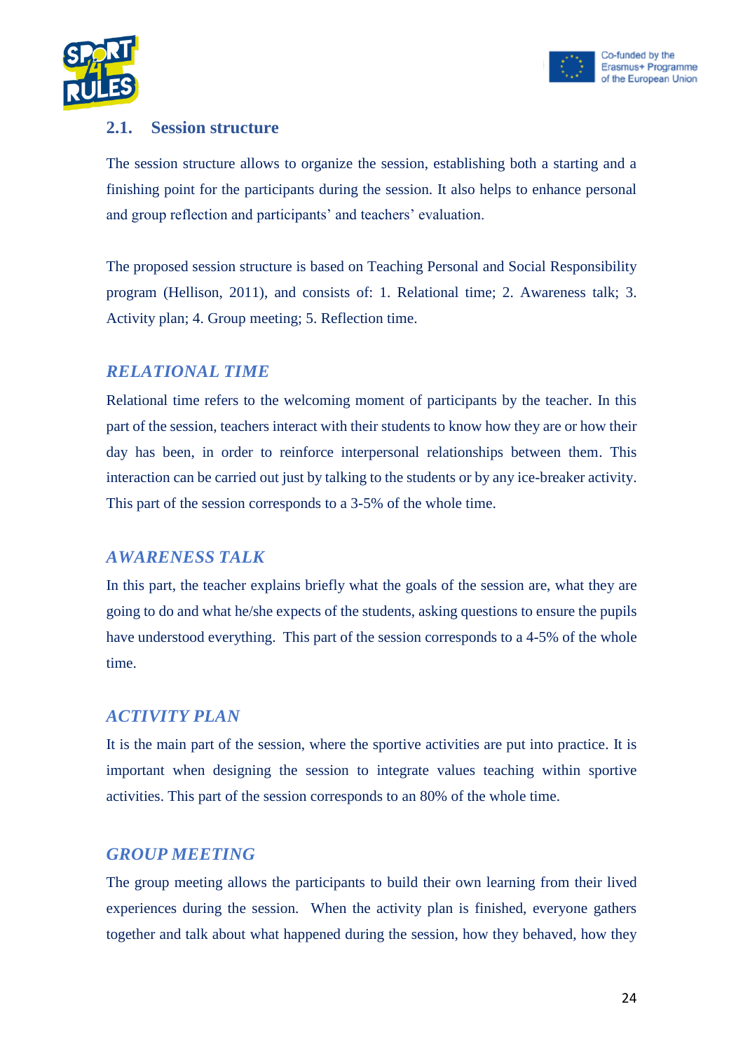## 2.1. Session structure

The session structure allows to organize the session, establishing both a starting and a finishing point for the participants during the session. It also helps to enhance personal and group reflection and participants' and teachers' evaluation.

The proposed session structure is based on Teaching Personal and Social Responsibility program (Hellison, 2011), and consists of: 1. Relational time; 2. Awareness talk; 3. Activity plan; 4. Group meeting; 5. Reflection time.

### *RELATIONAL TIME*

Relational time refers to the welcoming moment of participants by the teacher. In this part of the session, teachers interact with their students to know how they are or how their day has been, in order to reinforce interpersonal relationships between them. This interaction can be carried out just by talking to the students or by any ice-breaker activity. This part of the session corresponds to a 3-5% of the whole time.

### *AWARENESS TALK*

In this part, the teacher explains briefly what the goals of the session are, what they are going to do and what he/she expects of the students, asking questions to ensure the pupils have understood everything. This part of the session corresponds to a 4-5% of the whole time.

### *ACTIVITY PLAN*

It is the main part of the session, where the sportive activities are put into practice. It is important when designing the session to integrate values teaching within sportive activities. This part of the session corresponds to an 80% of the whole time.

### *GROUP MEETING*

The group meeting allows the participants to build their own learning from their lived experiences during the session. When the activity plan is finished, everyone gathers together and talk about what happened during the session, how they behaved, how they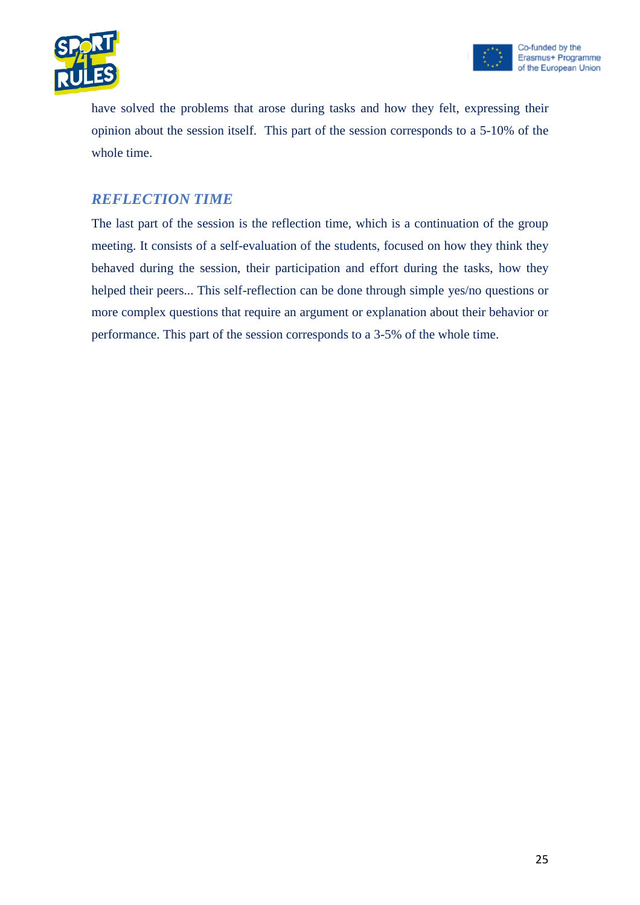have solved the problems that arose during tasks and how they felt, expressing their opinion about the session itself.  This part of the session corresponds to a 5-10% of the whole time.

### *REFLECTION TIME*

The last part of the session is the reflection time, which is a continuation of the group meeting. It consists of a self-evaluation of the students, focused on how they think they behaved during the session, their participation and effort during the tasks, how they helped their peers... This self-reflection can be done through simple yes/no questions or more complex questions that require an argument or explanation about their behavior or performance. This part of the session corresponds to a 3-5% of the whole time.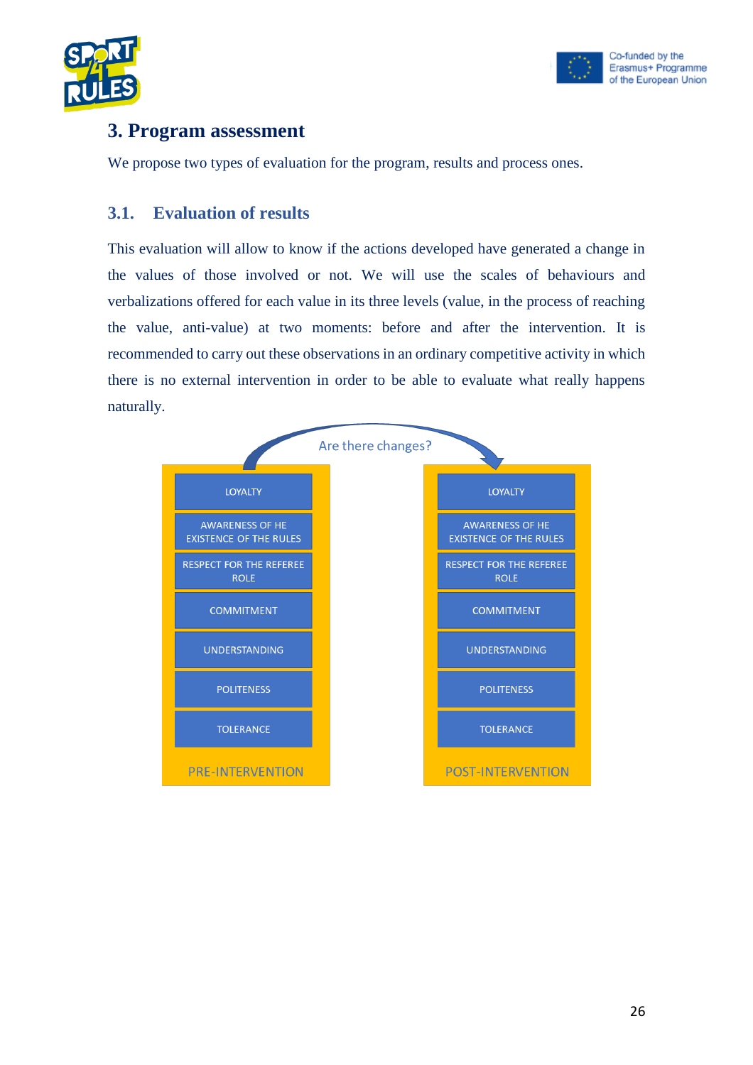## 3. Program assessment

We propose two types of evaluation for the program, results and process ones.

### 3.1. Evaluation of results

This evaluation will allow to know if the actions developed have generated a change in the values of those involved or not. We will use the scales of behaviours and verbalizations offered for each value in its three levels (value, in the process of reaching the value, anti-value) at two moments: before and after the intervention. It is recommended to carry out these observations in an ordinary competitive activity in which there is no external intervention in order to be able to evaluate what really happens naturally.

Are there changes?

| PRE-INTERVENTION | POST-INTERVENTION |
| --- | --- |
| LOYALTY | LOYALTY |
| AWARENESS OF HE EXISTENCE OF THE RULES | AWARENESS OF HE EXISTENCE OF THE RULES |
| RESPECT FOR THE REFEREE ROLE | RESPECT FOR THE REFEREE ROLE |
| COMMITMENT | COMMITMENT |
| UNDERSTANDING | UNDERSTANDING |
| POLITENESS | POLITENESS |
| TOLERANCE | TOLERANCE |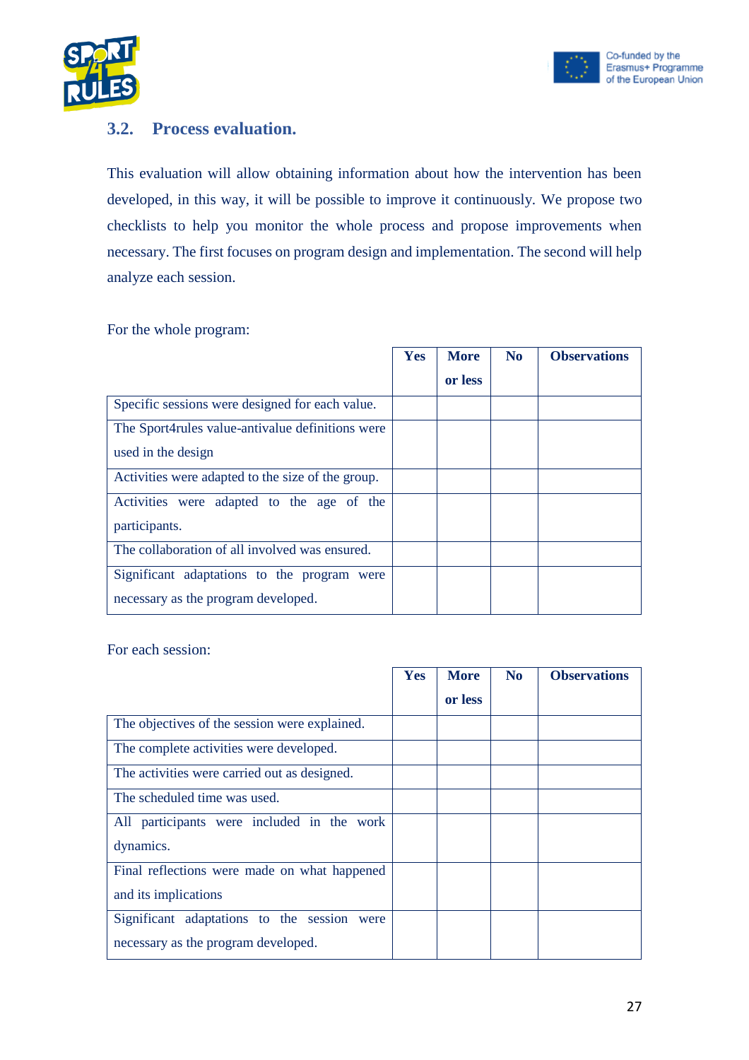## 3.2. Process evaluation.

This evaluation will allow obtaining information about how the intervention has been developed, in this way, it will be possible to improve it continuously. We propose two checklists to help you monitor the whole process and propose improvements when necessary. The first focuses on program design and implementation. The second will help analyze each session.

For the whole program:

| | **Yes** | **More or less** | **No** | **Observations** |
|---|---|---|---|---|
| Specific sessions were designed for each value. | | | | |
| The Sport4rules value-antivalue definitions were used in the design | | | | |
| Activities were adapted to the size of the group. | | | | |
| Activities were adapted to the age of the participants. | | | | |
| The collaboration of all involved was ensured. | | | | |
| Significant adaptations to the program were necessary as the program developed. | | | | |

For each session:

| | **Yes** | **More or less** | **No** | **Observations** |
|---|---|---|---|---|
| The objectives of the session were explained. | | | | |
| The complete activities were developed. | | | | |
| The activities were carried out as designed. | | | | |
| The scheduled time was used. | | | | |
| All participants were included in the work dynamics. | | | | |
| Final reflections were made on what happened and its implications | | | | |
| Significant adaptations to the session were necessary as the program developed. | | | | |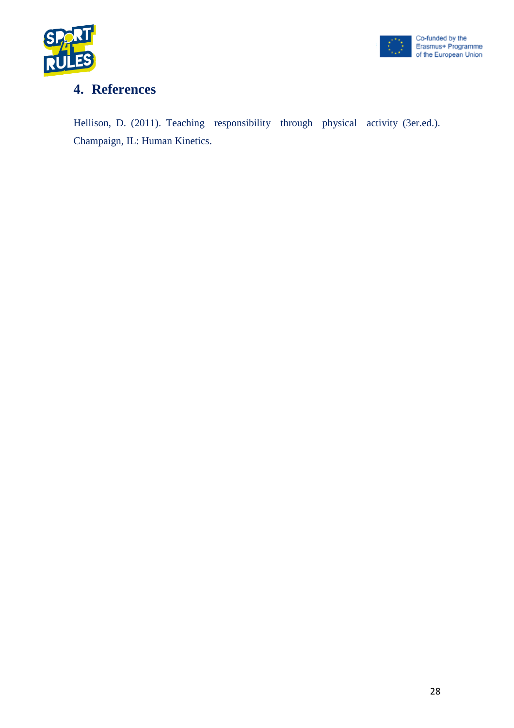## 4. References

Hellison, D. (2011). Teaching responsibility through physical activity (3er.ed.). Champaign, IL: Human Kinetics.